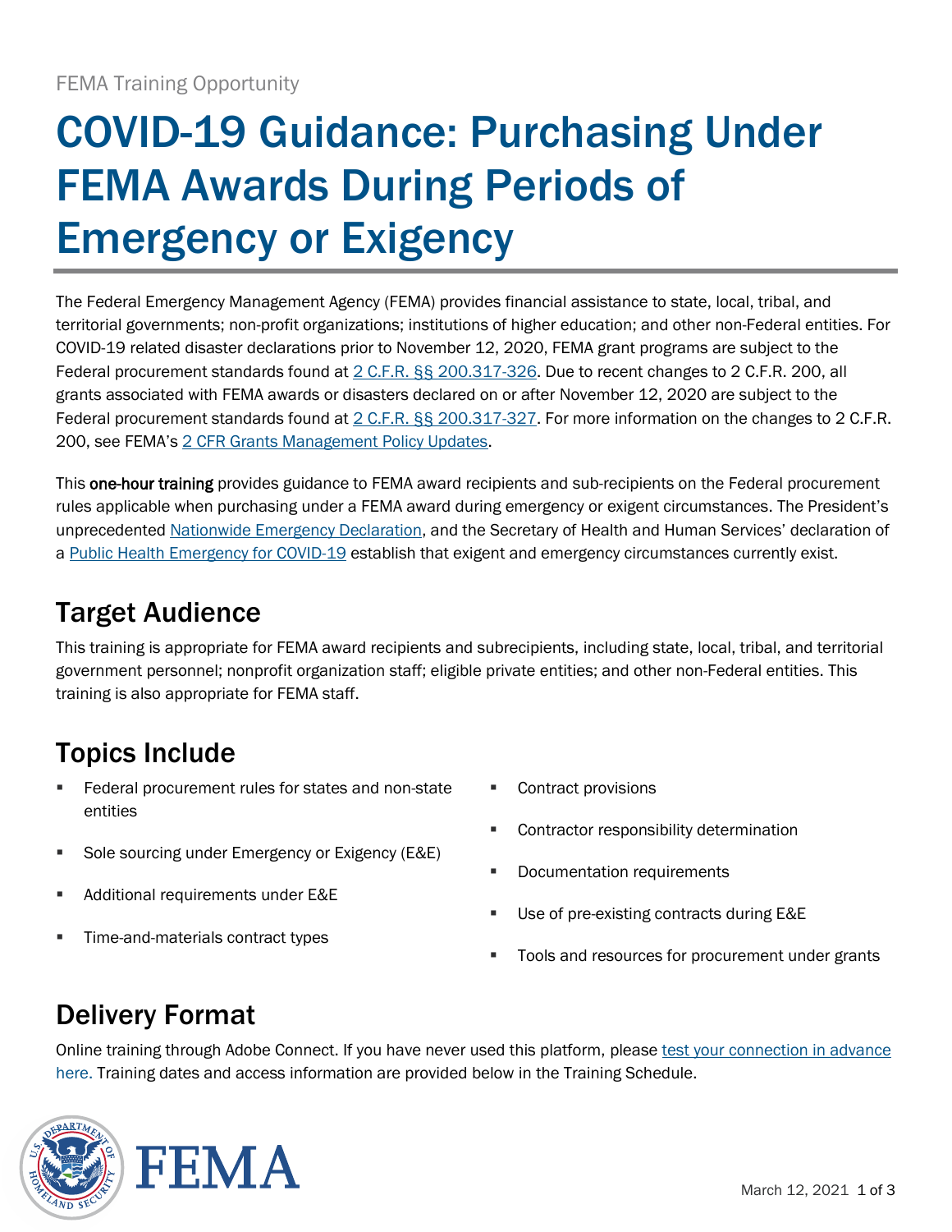FEMA Training Opportunity

# COVID-19 Guidance: Purchasing Under FEMA Awards During Periods of Emergency or Exigency

The Federal Emergency Management Agency (FEMA) provides financial assistance to state, local, tribal, and territorial governments; non-profit organizations; institutions of higher education; and other non-Federal entities. For COVID-19 related disaster declarations prior to November 12, 2020, FEMA grant programs are subject to the Federal procurement standards found at 2 C.F.R. §§ 200.317-326. Due to recent changes to 2 C.F.R. 200, all grants associated with FEMA awards or disasters declared on or after November 12, 2020 are subject to the Federal procurement standards found at 2 C.F.R. §§ 200.317-327. For more information on the changes to 2 C.F.R. 200, see FEMA's 2 CFR Grants Management Policy Updates.

This **one-hour training** provides guidance to FEMA award recipients and sub-recipients on the Federal procurement rules applicable when purchasing under a FEMA award during emergency or exigent circumstances. The President's unprecedented Nationwide Emergency Declaration, and the Secretary of Health and Human Services' declaration of a Public Health Emergency for COVID-19 establish that exigent and emergency circumstances currently exist.

## Target Audience

This training is appropriate for FEMA award recipients and subrecipients, including state, local, tribal, and territorial government personnel; nonprofit organization staff; eligible private entities; and other non-Federal entities. This training is also appropriate for FEMA staff.

## Topics Include

- Federal procurement rules for states and non-state entities
- Sole sourcing under Emergency or Exigency (E&E)
- Additional requirements under E&E
- Time-and-materials contract types
- Contract provisions
- Contractor responsibility determination
- Documentation requirements
- Use of pre-existing contracts during E&E
- Tools and resources for procurement under grants

## Delivery Format

Online training through Adobe Connect. If you have never used this platform, please test your connection in advance here. Training dates and access information are provided below in the Training Schedule.

March 12, 2021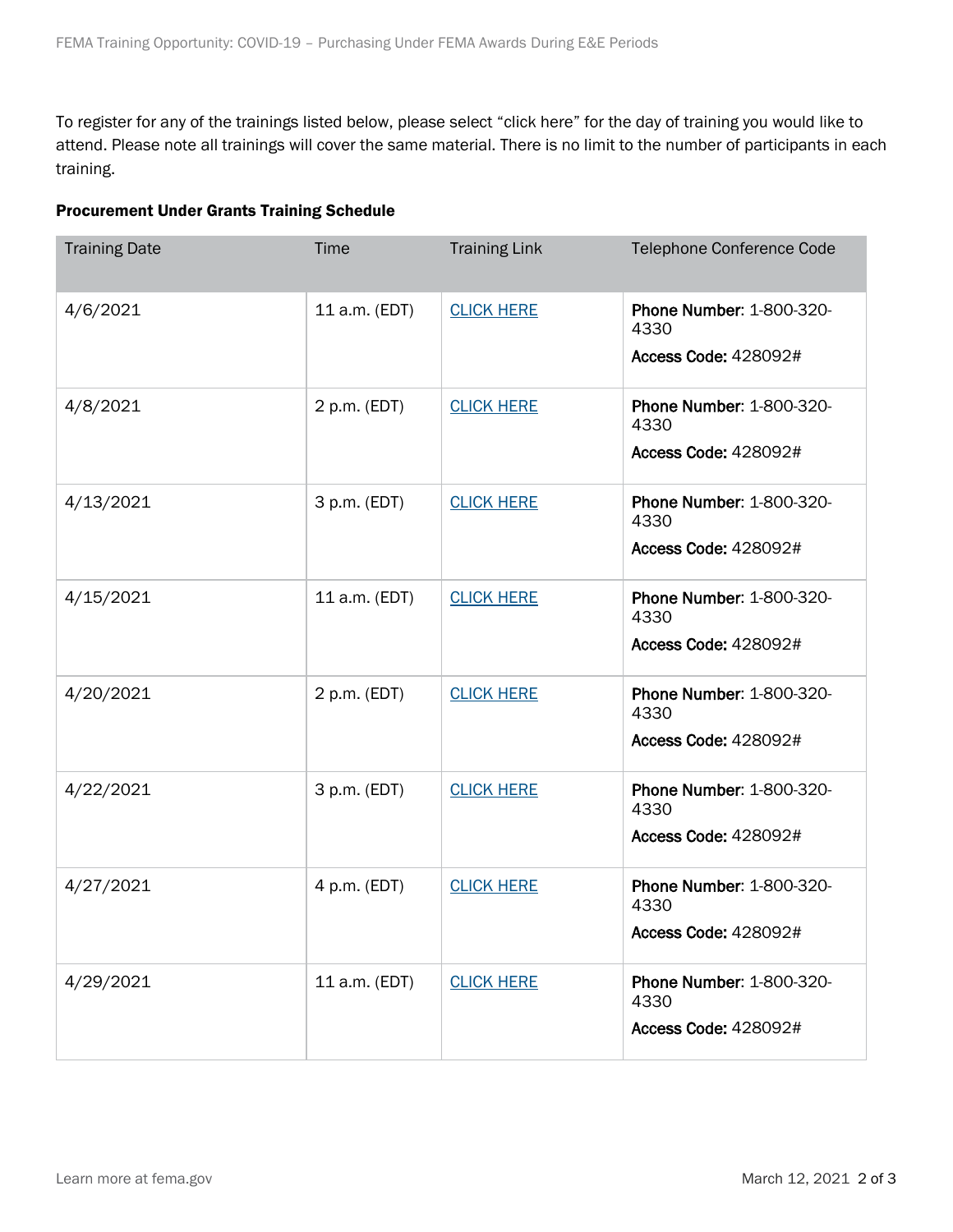To register for any of the trainings listed below, please select "click here" for the day of training you would like to attend. Please note all trainings will cover the same material. There is no limit to the number of participants in each training.

**Procurement Under Grants Training Schedule**

| Training Date | Time | Training Link | Telephone Conference Code |
|---|---|---|---|
| 4/6/2021 | 11 a.m. (EDT) | CLICK HERE | **Phone Number**: 1-800-320-4330 **Access Code:** 428092# |
| 4/8/2021 | 2 p.m. (EDT) | CLICK HERE | **Phone Number**: 1-800-320-4330 **Access Code:** 428092# |
| 4/13/2021 | 3 p.m. (EDT) | CLICK HERE | **Phone Number**: 1-800-320-4330 **Access Code:** 428092# |
| 4/15/2021 | 11 a.m. (EDT) | CLICK HERE | **Phone Number**: 1-800-320-4330 **Access Code:** 428092# |
| 4/20/2021 | 2 p.m. (EDT) | CLICK HERE | **Phone Number**: 1-800-320-4330 **Access Code:** 428092# |
| 4/22/2021 | 3 p.m. (EDT) | CLICK HERE | **Phone Number**: 1-800-320-4330 **Access Code:** 428092# |
| 4/27/2021 | 4 p.m. (EDT) | CLICK HERE | **Phone Number**: 1-800-320-4330 **Access Code:** 428092# |
| 4/29/2021 | 11 a.m. (EDT) | CLICK HERE | **Phone Number**: 1-800-320-4330 **Access Code:** 428092# |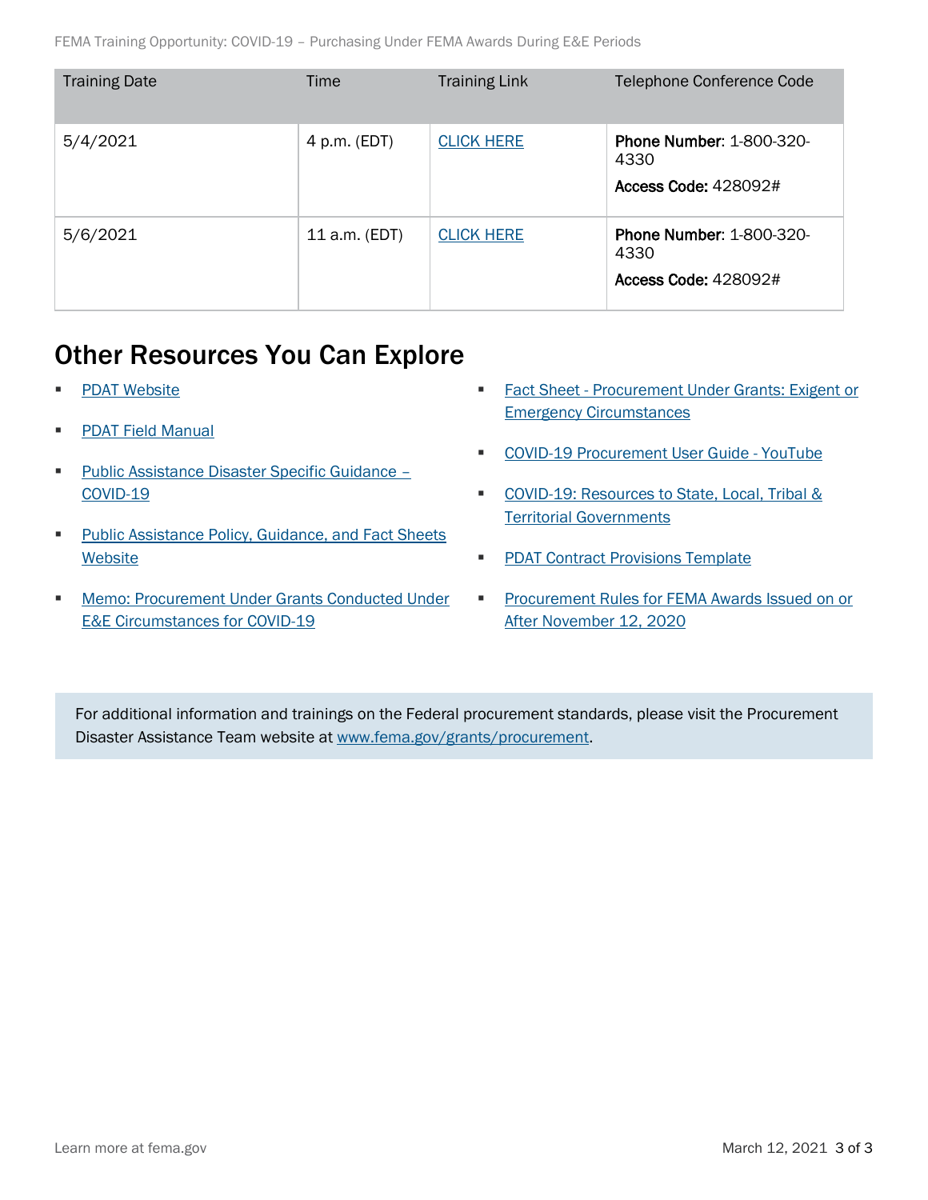| Training Date | Time | Training Link | Telephone Conference Code |
|---|---|---|---|
| 5/4/2021 | 4 p.m. (EDT) | CLICK HERE | **Phone Number**: 1-800-320-4330 **Access Code:** 428092# |
| 5/6/2021 | 11 a.m. (EDT) | CLICK HERE | **Phone Number**: 1-800-320-4330 **Access Code:** 428092# |

## Other Resources You Can Explore

- PDAT Website
- PDAT Field Manual
- Public Assistance Disaster Specific Guidance – COVID-19
- Public Assistance Policy, Guidance, and Fact Sheets Website
- Memo: Procurement Under Grants Conducted Under E&E Circumstances for COVID-19
- Fact Sheet - Procurement Under Grants: Exigent or Emergency Circumstances
- COVID-19 Procurement User Guide - YouTube
- COVID-19: Resources to State, Local, Tribal & Territorial Governments
- PDAT Contract Provisions Template
- Procurement Rules for FEMA Awards Issued on or After November 12, 2020

For additional information and trainings on the Federal procurement standards, please visit the Procurement Disaster Assistance Team website at www.fema.gov/grants/procurement.